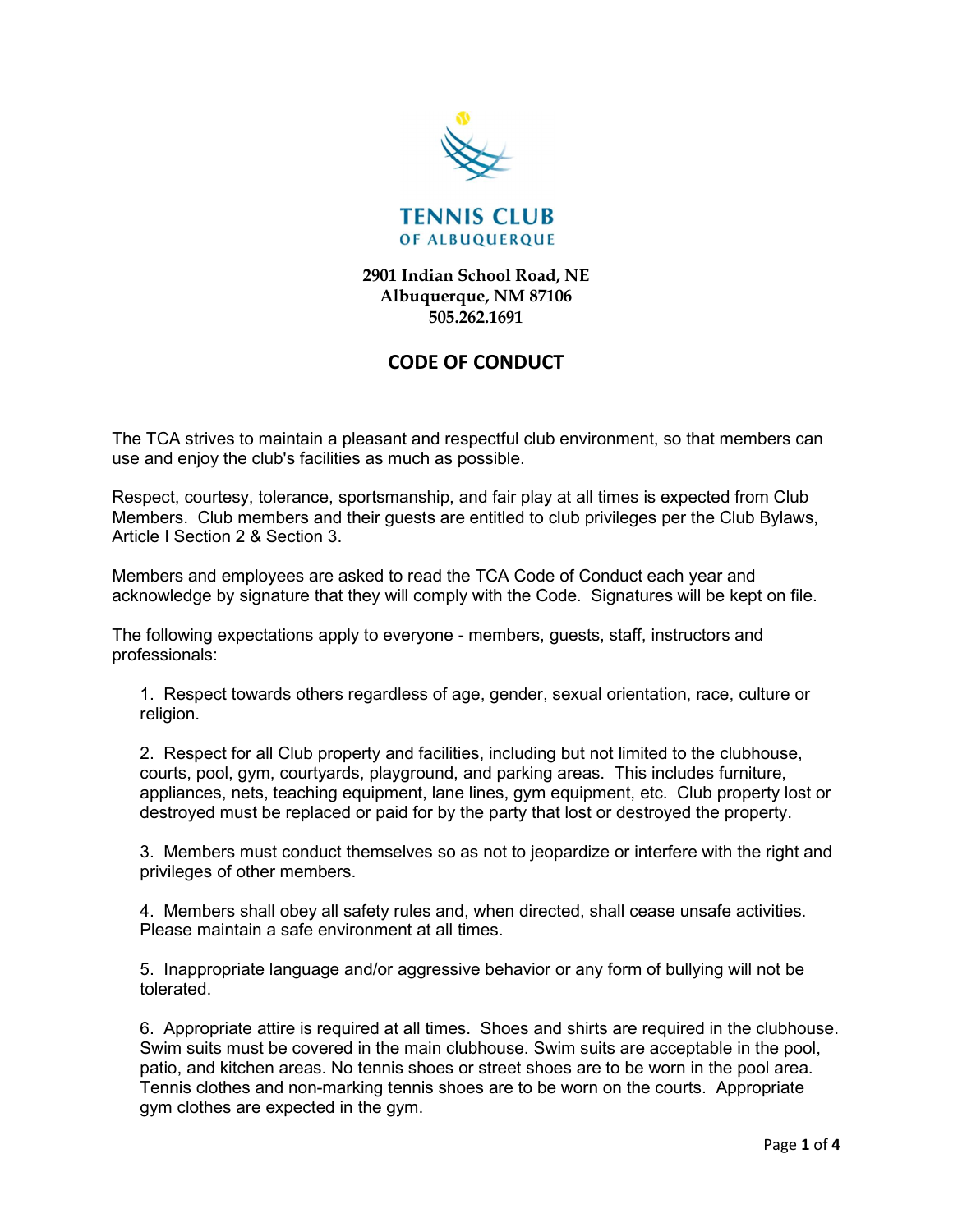**TENNIS CLUB**
**OF ALBUQUERQUE**

**2901 Indian School Road, NE**
**Albuquerque, NM 87106**
**505.262.1691**

# CODE OF CONDUCT

The TCA strives to maintain a pleasant and respectful club environment, so that members can use and enjoy the club's facilities as much as possible.

Respect, courtesy, tolerance, sportsmanship, and fair play at all times is expected from Club Members. Club members and their guests are entitled to club privileges per the Club Bylaws, Article I Section 2 & Section 3.

Members and employees are asked to read the TCA Code of Conduct each year and acknowledge by signature that they will comply with the Code. Signatures will be kept on file.

The following expectations apply to everyone - members, guests, staff, instructors and professionals:

1. Respect towards others regardless of age, gender, sexual orientation, race, culture or religion.

2. Respect for all Club property and facilities, including but not limited to the clubhouse, courts, pool, gym, courtyards, playground, and parking areas. This includes furniture, appliances, nets, teaching equipment, lane lines, gym equipment, etc. Club property lost or destroyed must be replaced or paid for by the party that lost or destroyed the property.

3. Members must conduct themselves so as not to jeopardize or interfere with the right and privileges of other members.

4. Members shall obey all safety rules and, when directed, shall cease unsafe activities. Please maintain a safe environment at all times.

5. Inappropriate language and/or aggressive behavior or any form of bullying will not be tolerated.

6. Appropriate attire is required at all times. Shoes and shirts are required in the clubhouse. Swim suits must be covered in the main clubhouse. Swim suits are acceptable in the pool, patio, and kitchen areas. No tennis shoes or street shoes are to be worn in the pool area. Tennis clothes and non-marking tennis shoes are to be worn on the courts. Appropriate gym clothes are expected in the gym.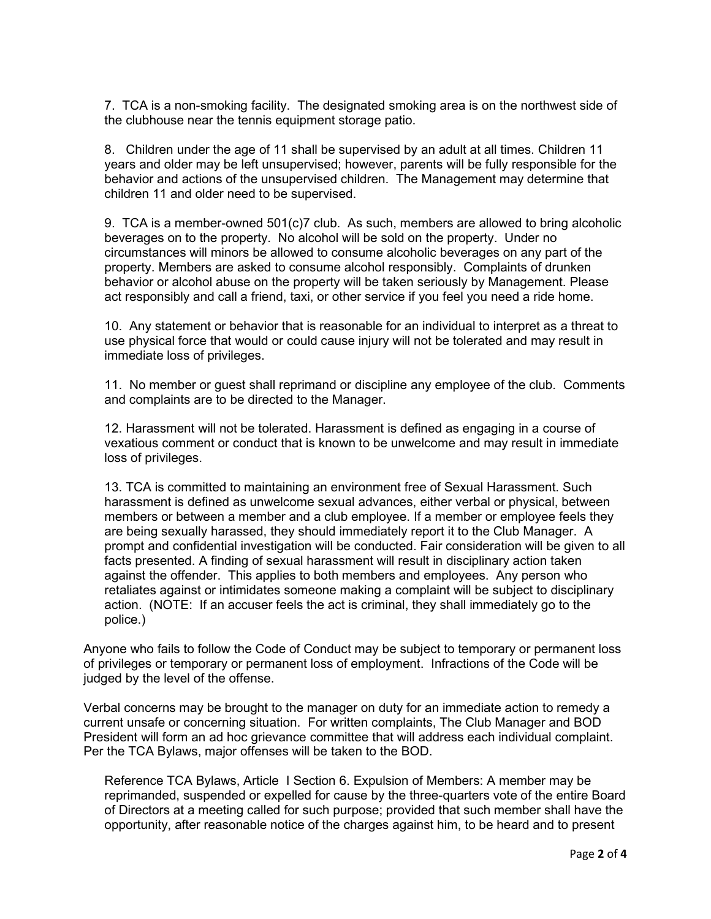7. TCA is a non-smoking facility. The designated smoking area is on the northwest side of the clubhouse near the tennis equipment storage patio.

8. Children under the age of 11 shall be supervised by an adult at all times. Children 11 years and older may be left unsupervised; however, parents will be fully responsible for the behavior and actions of the unsupervised children. The Management may determine that children 11 and older need to be supervised.

9. TCA is a member-owned 501(c)7 club. As such, members are allowed to bring alcoholic beverages on to the property. No alcohol will be sold on the property. Under no circumstances will minors be allowed to consume alcoholic beverages on any part of the property. Members are asked to consume alcohol responsibly. Complaints of drunken behavior or alcohol abuse on the property will be taken seriously by Management. Please act responsibly and call a friend, taxi, or other service if you feel you need a ride home.

10. Any statement or behavior that is reasonable for an individual to interpret as a threat to use physical force that would or could cause injury will not be tolerated and may result in immediate loss of privileges.

11. No member or guest shall reprimand or discipline any employee of the club. Comments and complaints are to be directed to the Manager.

12. Harassment will not be tolerated. Harassment is defined as engaging in a course of vexatious comment or conduct that is known to be unwelcome and may result in immediate loss of privileges.

13. TCA is committed to maintaining an environment free of Sexual Harassment. Such harassment is defined as unwelcome sexual advances, either verbal or physical, between members or between a member and a club employee. If a member or employee feels they are being sexually harassed, they should immediately report it to the Club Manager. A prompt and confidential investigation will be conducted. Fair consideration will be given to all facts presented. A finding of sexual harassment will result in disciplinary action taken against the offender. This applies to both members and employees. Any person who retaliates against or intimidates someone making a complaint will be subject to disciplinary action. (NOTE: If an accuser feels the act is criminal, they shall immediately go to the police.)

Anyone who fails to follow the Code of Conduct may be subject to temporary or permanent loss of privileges or temporary or permanent loss of employment. Infractions of the Code will be judged by the level of the offense.

Verbal concerns may be brought to the manager on duty for an immediate action to remedy a current unsafe or concerning situation. For written complaints, The Club Manager and BOD President will form an ad hoc grievance committee that will address each individual complaint. Per the TCA Bylaws, major offenses will be taken to the BOD.

> Reference TCA Bylaws, Article I Section 6. Expulsion of Members: A member may be reprimanded, suspended or expelled for cause by the three-quarters vote of the entire Board of Directors at a meeting called for such purpose; provided that such member shall have the opportunity, after reasonable notice of the charges against him, to be heard and to present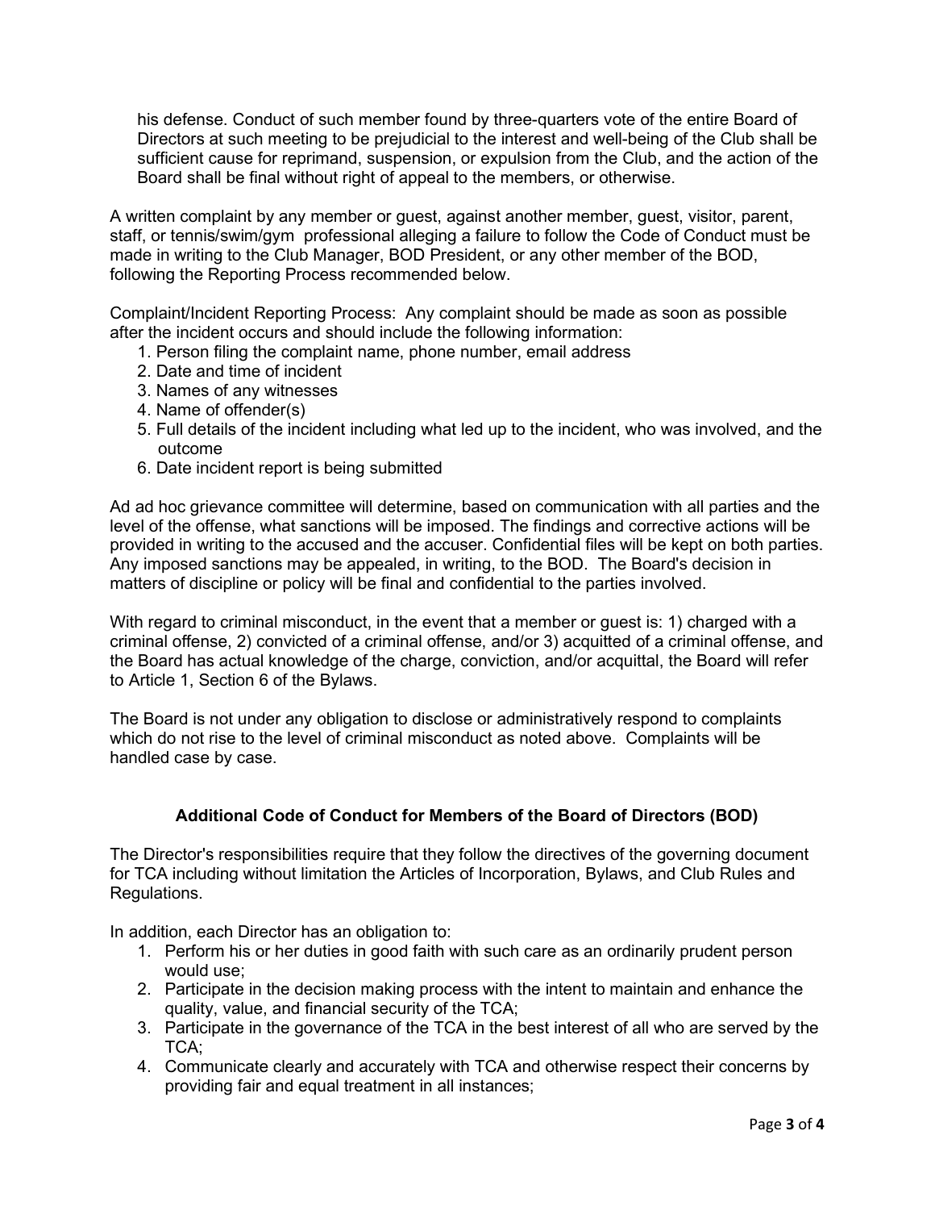his defense. Conduct of such member found by three-quarters vote of the entire Board of Directors at such meeting to be prejudicial to the interest and well-being of the Club shall be sufficient cause for reprimand, suspension, or expulsion from the Club, and the action of the Board shall be final without right of appeal to the members, or otherwise.

A written complaint by any member or guest, against another member, guest, visitor, parent, staff, or tennis/swim/gym professional alleging a failure to follow the Code of Conduct must be made in writing to the Club Manager, BOD President, or any other member of the BOD, following the Reporting Process recommended below.

Complaint/Incident Reporting Process: Any complaint should be made as soon as possible after the incident occurs and should include the following information:

1. Person filing the complaint name, phone number, email address
2. Date and time of incident
3. Names of any witnesses
4. Name of offender(s)
5. Full details of the incident including what led up to the incident, who was involved, and the outcome
6. Date incident report is being submitted

Ad ad hoc grievance committee will determine, based on communication with all parties and the level of the offense, what sanctions will be imposed. The findings and corrective actions will be provided in writing to the accused and the accuser. Confidential files will be kept on both parties. Any imposed sanctions may be appealed, in writing, to the BOD. The Board's decision in matters of discipline or policy will be final and confidential to the parties involved.

With regard to criminal misconduct, in the event that a member or guest is: 1) charged with a criminal offense, 2) convicted of a criminal offense, and/or 3) acquitted of a criminal offense, and the Board has actual knowledge of the charge, conviction, and/or acquittal, the Board will refer to Article 1, Section 6 of the Bylaws.

The Board is not under any obligation to disclose or administratively respond to complaints which do not rise to the level of criminal misconduct as noted above. Complaints will be handled case by case.

## Additional Code of Conduct for Members of the Board of Directors (BOD)

The Director's responsibilities require that they follow the directives of the governing document for TCA including without limitation the Articles of Incorporation, Bylaws, and Club Rules and Regulations.

In addition, each Director has an obligation to:

1. Perform his or her duties in good faith with such care as an ordinarily prudent person would use;
2. Participate in the decision making process with the intent to maintain and enhance the quality, value, and financial security of the TCA;
3. Participate in the governance of the TCA in the best interest of all who are served by the TCA;
4. Communicate clearly and accurately with TCA and otherwise respect their concerns by providing fair and equal treatment in all instances;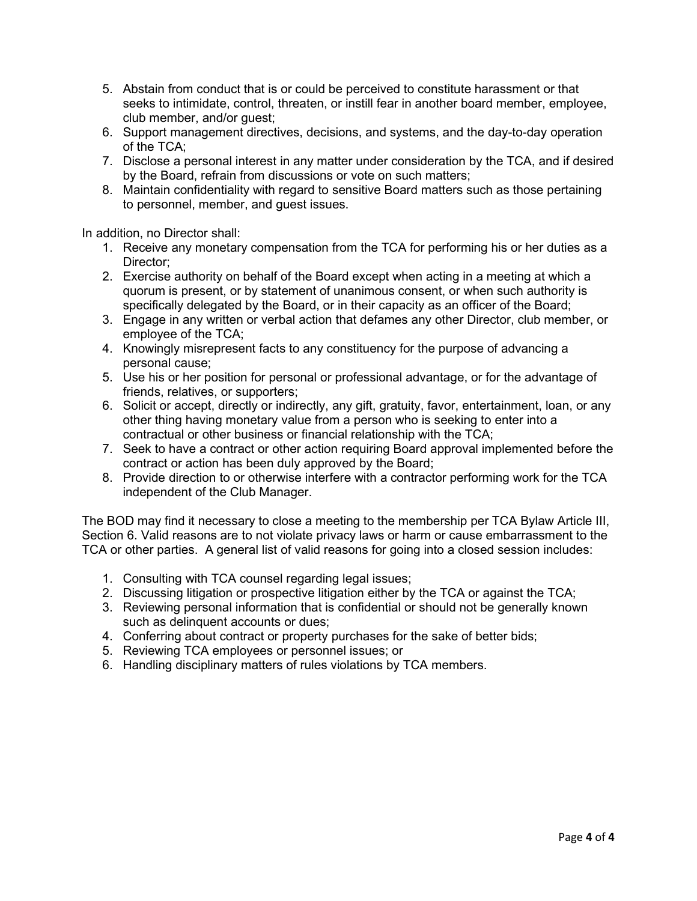5. Abstain from conduct that is or could be perceived to constitute harassment or that seeks to intimidate, control, threaten, or instill fear in another board member, employee, club member, and/or guest;
6. Support management directives, decisions, and systems, and the day-to-day operation of the TCA;
7. Disclose a personal interest in any matter under consideration by the TCA, and if desired by the Board, refrain from discussions or vote on such matters;
8. Maintain confidentiality with regard to sensitive Board matters such as those pertaining to personnel, member, and guest issues.

In addition, no Director shall:

1. Receive any monetary compensation from the TCA for performing his or her duties as a Director;
2. Exercise authority on behalf of the Board except when acting in a meeting at which a quorum is present, or by statement of unanimous consent, or when such authority is specifically delegated by the Board, or in their capacity as an officer of the Board;
3. Engage in any written or verbal action that defames any other Director, club member, or employee of the TCA;
4. Knowingly misrepresent facts to any constituency for the purpose of advancing a personal cause;
5. Use his or her position for personal or professional advantage, or for the advantage of friends, relatives, or supporters;
6. Solicit or accept, directly or indirectly, any gift, gratuity, favor, entertainment, loan, or any other thing having monetary value from a person who is seeking to enter into a contractual or other business or financial relationship with the TCA;
7. Seek to have a contract or other action requiring Board approval implemented before the contract or action has been duly approved by the Board;
8. Provide direction to or otherwise interfere with a contractor performing work for the TCA independent of the Club Manager.

The BOD may find it necessary to close a meeting to the membership per TCA Bylaw Article III, Section 6. Valid reasons are to not violate privacy laws or harm or cause embarrassment to the TCA or other parties. A general list of valid reasons for going into a closed session includes:

1. Consulting with TCA counsel regarding legal issues;
2. Discussing litigation or prospective litigation either by the TCA or against the TCA;
3. Reviewing personal information that is confidential or should not be generally known such as delinquent accounts or dues;
4. Conferring about contract or property purchases for the sake of better bids;
5. Reviewing TCA employees or personnel issues; or
6. Handling disciplinary matters of rules violations by TCA members.